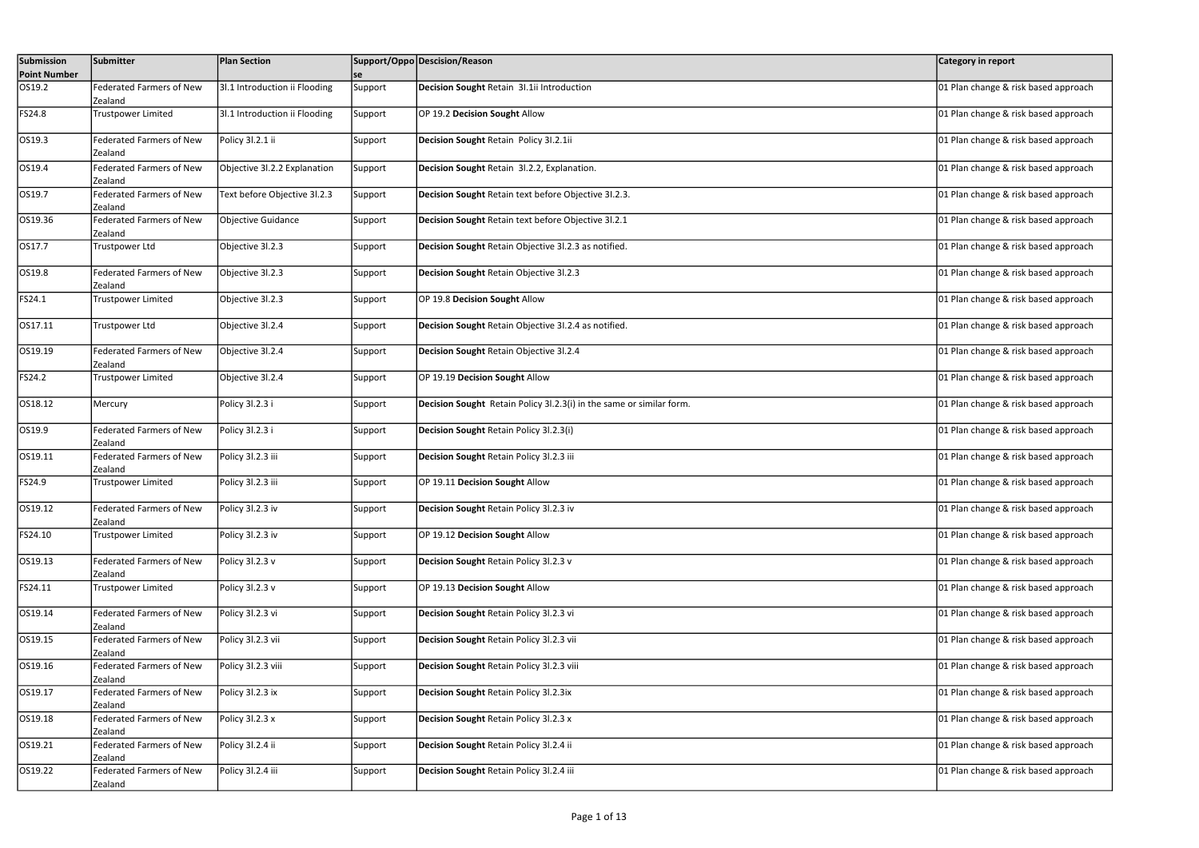| Submission Point Number | Submitter | Plan Section | Support/Oppose | Descision/Reason | Category in report |
|---|---|---|---|---|---|
| OS19.2 | Federated Farmers of New Zealand | 3I.1 Introduction ii Flooding | Support | **Decision Sought** Retain 3I.1ii Introduction | 01 Plan change & risk based approach |
| FS24.8 | Trustpower Limited | 3I.1 Introduction ii Flooding | Support | OP 19.2 **Decision Sought** Allow | 01 Plan change & risk based approach |
| OS19.3 | Federated Farmers of New Zealand | Policy 3I.2.1 ii | Support | **Decision Sought** Retain Policy 3I.2.1ii | 01 Plan change & risk based approach |
| OS19.4 | Federated Farmers of New Zealand | Objective 3I.2.2 Explanation | Support | **Decision Sought** Retain 3I.2.2, Explanation. | 01 Plan change & risk based approach |
| OS19.7 | Federated Farmers of New Zealand | Text before Objective 3I.2.3 | Support | **Decision Sought** Retain text before Objective 3I.2.3. | 01 Plan change & risk based approach |
| OS19.36 | Federated Farmers of New Zealand | Objective Guidance | Support | **Decision Sought** Retain text before Objective 3I.2.1 | 01 Plan change & risk based approach |
| OS17.7 | Trustpower Ltd | Objective 3I.2.3 | Support | **Decision Sought** Retain Objective 3I.2.3 as notified. | 01 Plan change & risk based approach |
| OS19.8 | Federated Farmers of New Zealand | Objective 3I.2.3 | Support | **Decision Sought** Retain Objective 3I.2.3 | 01 Plan change & risk based approach |
| FS24.1 | Trustpower Limited | Objective 3I.2.3 | Support | OP 19.8 **Decision Sought** Allow | 01 Plan change & risk based approach |
| OS17.11 | Trustpower Ltd | Objective 3I.2.4 | Support | **Decision Sought** Retain Objective 3I.2.4 as notified. | 01 Plan change & risk based approach |
| OS19.19 | Federated Farmers of New Zealand | Objective 3I.2.4 | Support | **Decision Sought** Retain Objective 3I.2.4 | 01 Plan change & risk based approach |
| FS24.2 | Trustpower Limited | Objective 3I.2.4 | Support | OP 19.19 **Decision Sought** Allow | 01 Plan change & risk based approach |
| OS18.12 | Mercury | Policy 3I.2.3 i | Support | **Decision Sought** Retain Policy 3I.2.3(i) in the same or similar form. | 01 Plan change & risk based approach |
| OS19.9 | Federated Farmers of New Zealand | Policy 3I.2.3 i | Support | **Decision Sought** Retain Policy 3I.2.3(i) | 01 Plan change & risk based approach |
| OS19.11 | Federated Farmers of New Zealand | Policy 3I.2.3 iii | Support | **Decision Sought** Retain Policy 3I.2.3 iii | 01 Plan change & risk based approach |
| FS24.9 | Trustpower Limited | Policy 3I.2.3 iii | Support | OP 19.11 **Decision Sought** Allow | 01 Plan change & risk based approach |
| OS19.12 | Federated Farmers of New Zealand | Policy 3I.2.3 iv | Support | **Decision Sought** Retain Policy 3I.2.3 iv | 01 Plan change & risk based approach |
| FS24.10 | Trustpower Limited | Policy 3I.2.3 iv | Support | OP 19.12 **Decision Sought** Allow | 01 Plan change & risk based approach |
| OS19.13 | Federated Farmers of New Zealand | Policy 3I.2.3 v | Support | **Decision Sought** Retain Policy 3I.2.3 v | 01 Plan change & risk based approach |
| FS24.11 | Trustpower Limited | Policy 3I.2.3 v | Support | OP 19.13 **Decision Sought** Allow | 01 Plan change & risk based approach |
| OS19.14 | Federated Farmers of New Zealand | Policy 3I.2.3 vi | Support | **Decision Sought** Retain Policy 3I.2.3 vi | 01 Plan change & risk based approach |
| OS19.15 | Federated Farmers of New Zealand | Policy 3I.2.3 vii | Support | **Decision Sought** Retain Policy 3I.2.3 vii | 01 Plan change & risk based approach |
| OS19.16 | Federated Farmers of New Zealand | Policy 3I.2.3 viii | Support | **Decision Sought** Retain Policy 3I.2.3 viii | 01 Plan change & risk based approach |
| OS19.17 | Federated Farmers of New Zealand | Policy 3I.2.3 ix | Support | **Decision Sought** Retain Policy 3I.2.3ix | 01 Plan change & risk based approach |
| OS19.18 | Federated Farmers of New Zealand | Policy 3I.2.3 x | Support | **Decision Sought** Retain Policy 3I.2.3 x | 01 Plan change & risk based approach |
| OS19.21 | Federated Farmers of New Zealand | Policy 3I.2.4 ii | Support | **Decision Sought** Retain Policy 3I.2.4 ii | 01 Plan change & risk based approach |
| OS19.22 | Federated Farmers of New Zealand | Policy 3I.2.4 iii | Support | **Decision Sought** Retain Policy 3I.2.4 iii | 01 Plan change & risk based approach |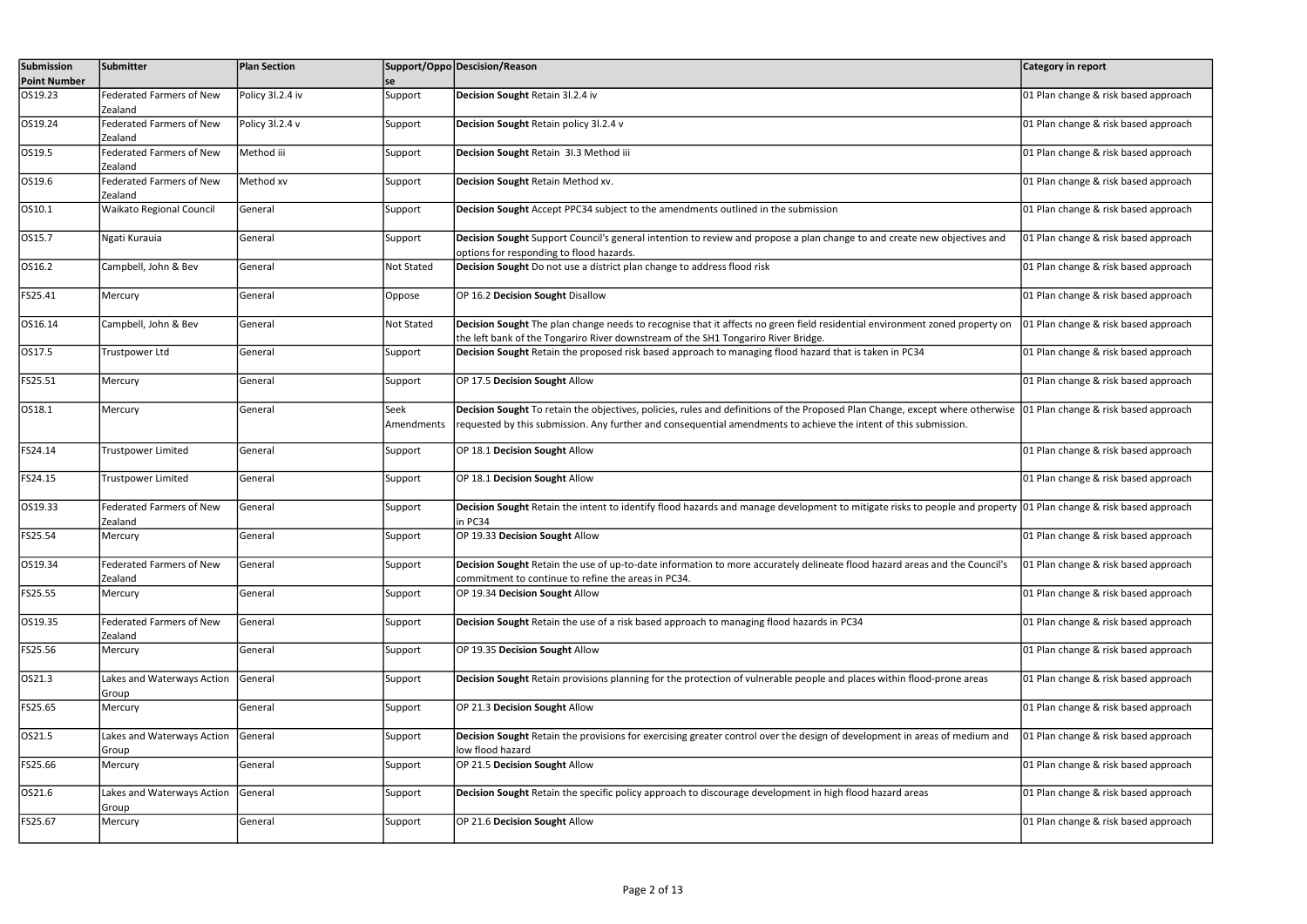| Submission Point Number | Submitter | Plan Section | Support/Oppose | Descision/Reason | Category in report |
|---|---|---|---|---|---|
| OS19.23 | Federated Farmers of New Zealand | Policy 3I.2.4 iv | Support | **Decision Sought** Retain 3I.2.4 iv | 01 Plan change & risk based approach |
| OS19.24 | Federated Farmers of New Zealand | Policy 3I.2.4 v | Support | **Decision Sought** Retain policy 3I.2.4 v | 01 Plan change & risk based approach |
| OS19.5 | Federated Farmers of New Zealand | Method iii | Support | **Decision Sought** Retain 3I.3 Method iii | 01 Plan change & risk based approach |
| OS19.6 | Federated Farmers of New Zealand | Method xv | Support | **Decision Sought** Retain Method xv. | 01 Plan change & risk based approach |
| OS10.1 | Waikato Regional Council | General | Support | **Decision Sought** Accept PPC34 subject to the amendments outlined in the submission | 01 Plan change & risk based approach |
| OS15.7 | Ngati Kurauia | General | Support | **Decision Sought** Support Council's general intention to review and propose a plan change to and create new objectives and options for responding to flood hazards. | 01 Plan change & risk based approach |
| OS16.2 | Campbell, John & Bev | General | Not Stated | **Decision Sought** Do not use a district plan change to address flood risk | 01 Plan change & risk based approach |
| FS25.41 | Mercury | General | Oppose | OP 16.2 **Decision Sought** Disallow | 01 Plan change & risk based approach |
| OS16.14 | Campbell, John & Bev | General | Not Stated | **Decision Sought** The plan change needs to recognise that it affects no green field residential environment zoned property on the left bank of the Tongariro River downstream of the SH1 Tongariro River Bridge. | 01 Plan change & risk based approach |
| OS17.5 | Trustpower Ltd | General | Support | **Decision Sought** Retain the proposed risk based approach to managing flood hazard that is taken in PC34 | 01 Plan change & risk based approach |
| FS25.51 | Mercury | General | Support | OP 17.5 **Decision Sought** Allow | 01 Plan change & risk based approach |
| OS18.1 | Mercury | General | Seek Amendments | **Decision Sought** To retain the objectives, policies, rules and definitions of the Proposed Plan Change, except where otherwise requested by this submission. Any further and consequential amendments to achieve the intent of this submission. | 01 Plan change & risk based approach |
| FS24.14 | Trustpower Limited | General | Support | OP 18.1 **Decision Sought** Allow | 01 Plan change & risk based approach |
| FS24.15 | Trustpower Limited | General | Support | OP 18.1 **Decision Sought** Allow | 01 Plan change & risk based approach |
| OS19.33 | Federated Farmers of New Zealand | General | Support | **Decision Sought** Retain the intent to identify flood hazards and manage development to mitigate risks to people and property in PC34 | 01 Plan change & risk based approach |
| FS25.54 | Mercury | General | Support | OP 19.33 **Decision Sought** Allow | 01 Plan change & risk based approach |
| OS19.34 | Federated Farmers of New Zealand | General | Support | **Decision Sought** Retain the use of up-to-date information to more accurately delineate flood hazard areas and the Council's commitment to continue to refine the areas in PC34. | 01 Plan change & risk based approach |
| FS25.55 | Mercury | General | Support | OP 19.34 **Decision Sought** Allow | 01 Plan change & risk based approach |
| OS19.35 | Federated Farmers of New Zealand | General | Support | **Decision Sought** Retain the use of a risk based approach to managing flood hazards in PC34 | 01 Plan change & risk based approach |
| FS25.56 | Mercury | General | Support | OP 19.35 **Decision Sought** Allow | 01 Plan change & risk based approach |
| OS21.3 | Lakes and Waterways Action Group | General | Support | **Decision Sought** Retain provisions planning for the protection of vulnerable people and places within flood-prone areas | 01 Plan change & risk based approach |
| FS25.65 | Mercury | General | Support | OP 21.3 **Decision Sought** Allow | 01 Plan change & risk based approach |
| OS21.5 | Lakes and Waterways Action Group | General | Support | **Decision Sought** Retain the provisions for exercising greater control over the design of development in areas of medium and low flood hazard | 01 Plan change & risk based approach |
| FS25.66 | Mercury | General | Support | OP 21.5 **Decision Sought** Allow | 01 Plan change & risk based approach |
| OS21.6 | Lakes and Waterways Action Group | General | Support | **Decision Sought** Retain the specific policy approach to discourage development in high flood hazard areas | 01 Plan change & risk based approach |
| FS25.67 | Mercury | General | Support | OP 21.6 **Decision Sought** Allow | 01 Plan change & risk based approach |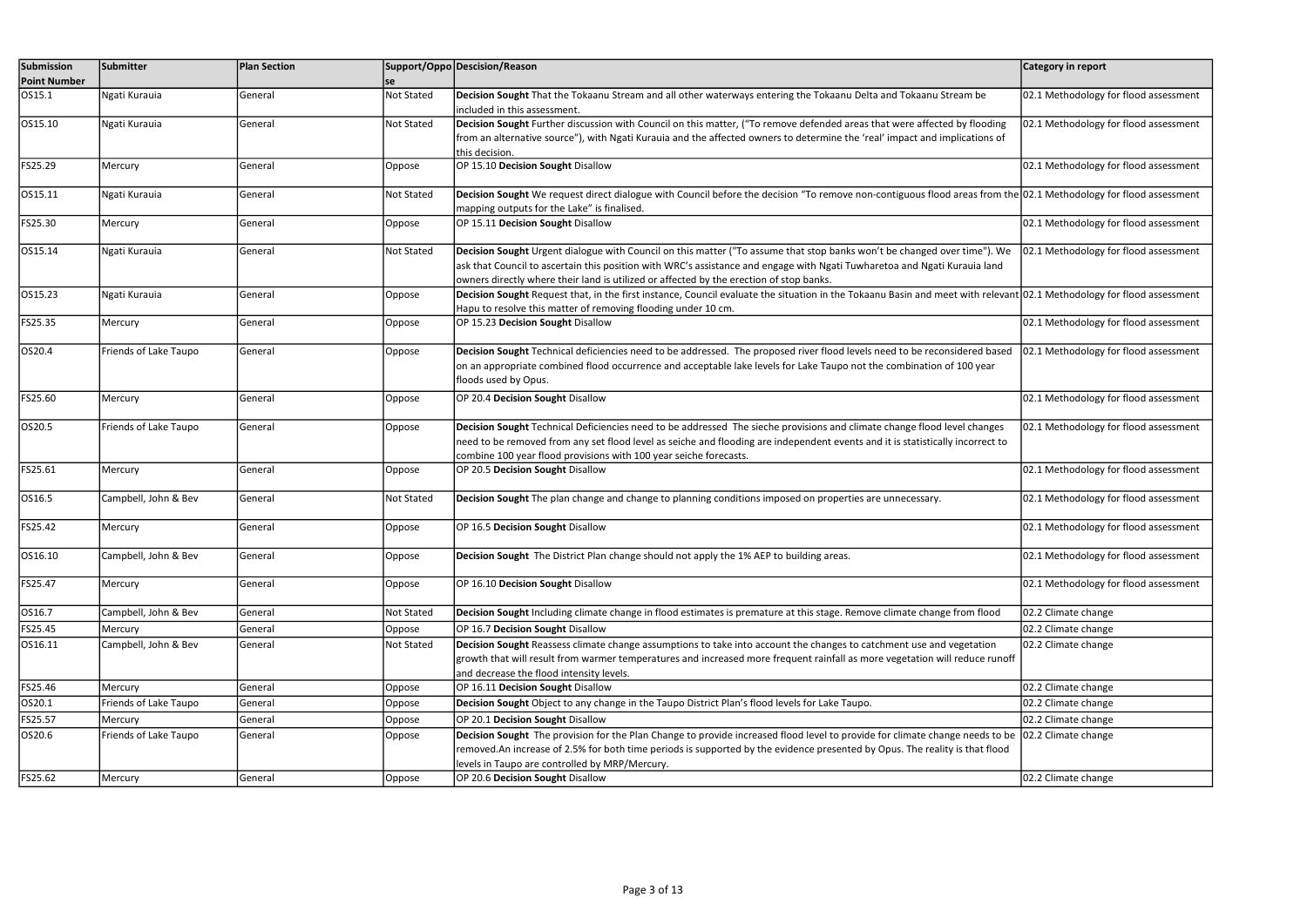| Submission Point Number | Submitter | Plan Section | Support/Oppose | Descision/Reason | Category in report |
|---|---|---|---|---|---|
| OS15.1 | Ngati Kurauia | General | Not Stated | **Decision Sought** That the Tokaanu Stream and all other waterways entering the Tokaanu Delta and Tokaanu Stream be included in this assessment. | 02.1 Methodology for flood assessment |
| OS15.10 | Ngati Kurauia | General | Not Stated | **Decision Sought** Further discussion with Council on this matter, ("To remove defended areas that were affected by flooding from an alternative source"), with Ngati Kurauia and the affected owners to determine the 'real' impact and implications of this decision. | 02.1 Methodology for flood assessment |
| FS25.29 | Mercury | General | Oppose | OP 15.10 **Decision Sought** Disallow | 02.1 Methodology for flood assessment |
| OS15.11 | Ngati Kurauia | General | Not Stated | **Decision Sought** We request direct dialogue with Council before the decision "To remove non-contiguous flood areas from the mapping outputs for the Lake" is finalised. | 02.1 Methodology for flood assessment |
| FS25.30 | Mercury | General | Oppose | OP 15.11 **Decision Sought** Disallow | 02.1 Methodology for flood assessment |
| OS15.14 | Ngati Kurauia | General | Not Stated | **Decision Sought** Urgent dialogue with Council on this matter ("To assume that stop banks won't be changed over time"). We ask that Council to ascertain this position with WRC's assistance and engage with Ngati Tuwharetoa and Ngati Kurauia land owners directly where their land is utilized or affected by the erection of stop banks. | 02.1 Methodology for flood assessment |
| OS15.23 | Ngati Kurauia | General | Oppose | **Decision Sought** Request that, in the first instance, Council evaluate the situation in the Tokaanu Basin and meet with relevant Hapu to resolve this matter of removing flooding under 10 cm. | 02.1 Methodology for flood assessment |
| FS25.35 | Mercury | General | Oppose | OP 15.23 **Decision Sought** Disallow | 02.1 Methodology for flood assessment |
| OS20.4 | Friends of Lake Taupo | General | Oppose | **Decision Sought** Technical deficiencies need to be addressed. The proposed river flood levels need to be reconsidered based on an appropriate combined flood occurrence and acceptable lake levels for Lake Taupo not the combination of 100 year floods used by Opus. | 02.1 Methodology for flood assessment |
| FS25.60 | Mercury | General | Oppose | OP 20.4 **Decision Sought** Disallow | 02.1 Methodology for flood assessment |
| OS20.5 | Friends of Lake Taupo | General | Oppose | **Decision Sought** Technical Deficiencies need to be addressed The sieche provisions and climate change flood level changes need to be removed from any set flood level as seiche and flooding are independent events and it is statistically incorrect to combine 100 year flood provisions with 100 year seiche forecasts. | 02.1 Methodology for flood assessment |
| FS25.61 | Mercury | General | Oppose | OP 20.5 **Decision Sought** Disallow | 02.1 Methodology for flood assessment |
| OS16.5 | Campbell, John & Bev | General | Not Stated | **Decision Sought** The plan change and change to planning conditions imposed on properties are unnecessary. | 02.1 Methodology for flood assessment |
| FS25.42 | Mercury | General | Oppose | OP 16.5 **Decision Sought** Disallow | 02.1 Methodology for flood assessment |
| OS16.10 | Campbell, John & Bev | General | Oppose | **Decision Sought** The District Plan change should not apply the 1% AEP to building areas. | 02.1 Methodology for flood assessment |
| FS25.47 | Mercury | General | Oppose | OP 16.10 **Decision Sought** Disallow | 02.1 Methodology for flood assessment |
| OS16.7 | Campbell, John & Bev | General | Not Stated | **Decision Sought** Including climate change in flood estimates is premature at this stage. Remove climate change from flood | 02.2 Climate change |
| FS25.45 | Mercury | General | Oppose | OP 16.7 **Decision Sought** Disallow | 02.2 Climate change |
| OS16.11 | Campbell, John & Bev | General | Not Stated | **Decision Sought** Reassess climate change assumptions to take into account the changes to catchment use and vegetation growth that will result from warmer temperatures and increased more frequent rainfall as more vegetation will reduce runoff and decrease the flood intensity levels. | 02.2 Climate change |
| FS25.46 | Mercury | General | Oppose | OP 16.11 **Decision Sought** Disallow | 02.2 Climate change |
| OS20.1 | Friends of Lake Taupo | General | Oppose | **Decision Sought** Object to any change in the Taupo District Plan's flood levels for Lake Taupo. | 02.2 Climate change |
| FS25.57 | Mercury | General | Oppose | OP 20.1 **Decision Sought** Disallow | 02.2 Climate change |
| OS20.6 | Friends of Lake Taupo | General | Oppose | **Decision Sought** The provision for the Plan Change to provide increased flood level to provide for climate change needs to be removed.An increase of 2.5% for both time periods is supported by the evidence presented by Opus. The reality is that flood levels in Taupo are controlled by MRP/Mercury. | 02.2 Climate change |
| FS25.62 | Mercury | General | Oppose | OP 20.6 **Decision Sought** Disallow | 02.2 Climate change |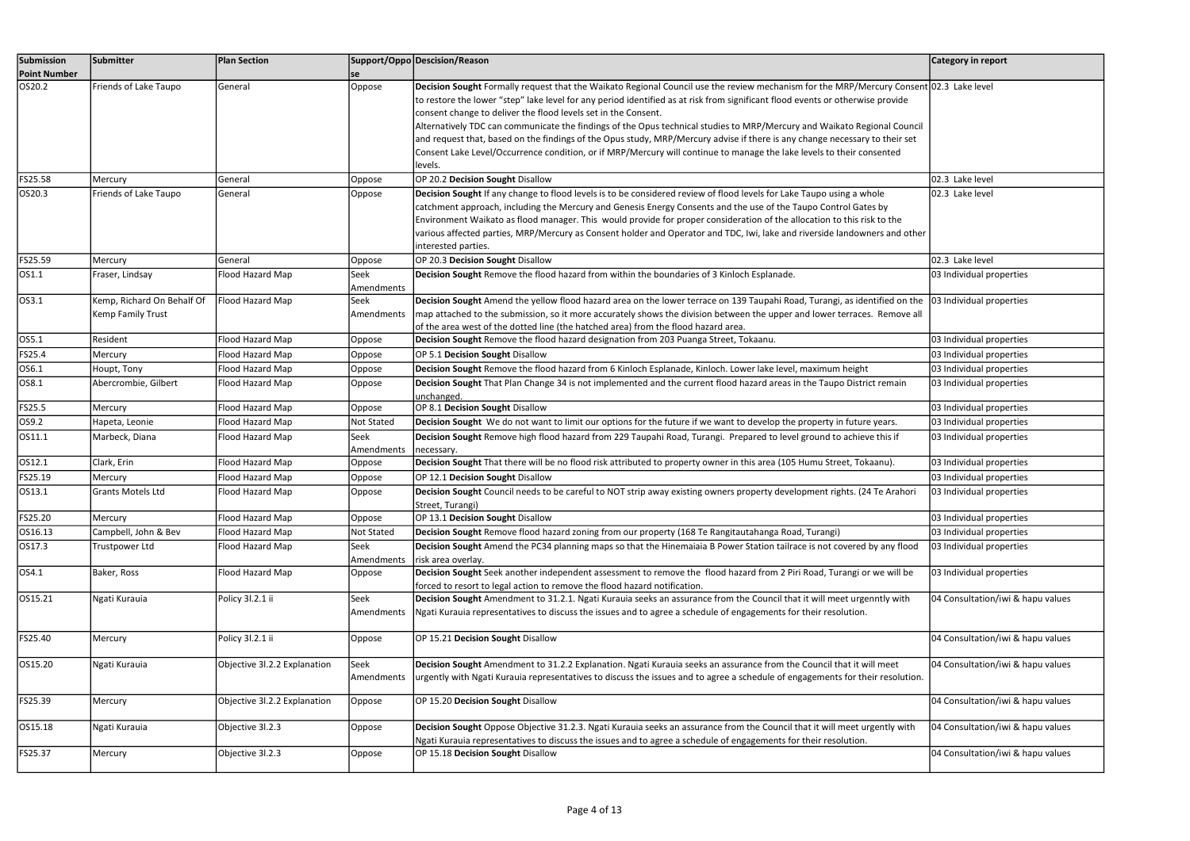| Submission Point Number | Submitter | Plan Section | Support/Oppose | Descision/Reason | Category in report |
|---|---|---|---|---|---|
| OS20.2 | Friends of Lake Taupo | General | Oppose | **Decision Sought** Formally request that the Waikato Regional Council use the review mechanism for the MRP/Mercury Consent to restore the lower "step" lake level for any period identified as at risk from significant flood events or otherwise provide consent change to deliver the flood levels set in the Consent. Alternatively TDC can communicate the findings of the Opus technical studies to MRP/Mercury and Waikato Regional Council and request that, based on the findings of the Opus study, MRP/Mercury advise if there is any change necessary to their set Consent Lake Level/Occurrence condition, or if MRP/Mercury will continue to manage the lake levels to their consented levels. | 02.3 Lake level |
| FS25.58 | Mercury | General | Oppose | OP 20.2 **Decision Sought** Disallow | 02.3 Lake level |
| OS20.3 | Friends of Lake Taupo | General | Oppose | **Decision Sought** If any change to flood levels is to be considered review of flood levels for Lake Taupo using a whole catchment approach, including the Mercury and Genesis Energy Consents and the use of the Taupo Control Gates by Environment Waikato as flood manager. This would provide for proper consideration of the allocation to this risk to the various affected parties, MRP/Mercury as Consent holder and Operator and TDC, Iwi, lake and riverside landowners and other interested parties. | 02.3 Lake level |
| FS25.59 | Mercury | General | Oppose | OP 20.3 **Decision Sought** Disallow | 02.3 Lake level |
| OS1.1 | Fraser, Lindsay | Flood Hazard Map | Seek Amendments | **Decision Sought** Remove the flood hazard from within the boundaries of 3 Kinloch Esplanade. | 03 Individual properties |
| OS3.1 | Kemp, Richard On Behalf Of Kemp Family Trust | Flood Hazard Map | Seek Amendments | **Decision Sought** Amend the yellow flood hazard area on the lower terrace on 139 Taupahi Road, Turangi, as identified on the map attached to the submission, so it more accurately shows the division between the upper and lower terraces. Remove all of the area west of the dotted line (the hatched area) from the flood hazard area. | 03 Individual properties |
| OS5.1 | Resident | Flood Hazard Map | Oppose | **Decision Sought** Remove the flood hazard designation from 203 Puanga Street, Tokaanu. | 03 Individual properties |
| FS25.4 | Mercury | Flood Hazard Map | Oppose | OP 5.1 **Decision Sought** Disallow | 03 Individual properties |
| OS6.1 | Houpt, Tony | Flood Hazard Map | Oppose | **Decision Sought** Remove the flood hazard from 6 Kinloch Esplanade, Kinloch. Lower lake level, maximum height | 03 Individual properties |
| OS8.1 | Abercrombie, Gilbert | Flood Hazard Map | Oppose | **Decision Sought** That Plan Change 34 is not implemented and the current flood hazard areas in the Taupo District remain unchanged. | 03 Individual properties |
| FS25.5 | Mercury | Flood Hazard Map | Oppose | OP 8.1 **Decision Sought** Disallow | 03 Individual properties |
| OS9.2 | Hapeta, Leonie | Flood Hazard Map | Not Stated | **Decision Sought** We do not want to limit our options for the future if we want to develop the property in future years. | 03 Individual properties |
| OS11.1 | Marbeck, Diana | Flood Hazard Map | Seek Amendments | **Decision Sought** Remove high flood hazard from 229 Taupahi Road, Turangi. Prepared to level ground to achieve this if necessary. | 03 Individual properties |
| OS12.1 | Clark, Erin | Flood Hazard Map | Oppose | **Decision Sought** That there will be no flood risk attributed to property owner in this area (105 Humu Street, Tokaanu). | 03 Individual properties |
| FS25.19 | Mercury | Flood Hazard Map | Oppose | OP 12.1 **Decision Sought** Disallow | 03 Individual properties |
| OS13.1 | Grants Motels Ltd | Flood Hazard Map | Oppose | **Decision Sought** Council needs to be careful to NOT strip away existing owners property development rights. (24 Te Arahori Street, Turangi) | 03 Individual properties |
| FS25.20 | Mercury | Flood Hazard Map | Oppose | OP 13.1 **Decision Sought** Disallow | 03 Individual properties |
| OS16.13 | Campbell, John & Bev | Flood Hazard Map | Not Stated | **Decision Sought** Remove flood hazard zoning from our property (168 Te Rangitautahanga Road, Turangi) | 03 Individual properties |
| OS17.3 | Trustpower Ltd | Flood Hazard Map | Seek Amendments | **Decision Sought** Amend the PC34 planning maps so that the Hinemaiaia B Power Station tailrace is not covered by any flood risk area overlay. | 03 Individual properties |
| OS4.1 | Baker, Ross | Flood Hazard Map | Oppose | **Decision Sought** Seek another independent assessment to remove the flood hazard from 2 Piri Road, Turangi or we will be forced to resort to legal action to remove the flood hazard notification. | 03 Individual properties |
| OS15.21 | Ngati Kurauia | Policy 3l.2.1 ii | Seek Amendments | **Decision Sought** Amendment to 31.2.1. Ngati Kurauia seeks an assurance from the Council that it will meet urgenntly with Ngati Kurauia representatives to discuss the issues and to agree a schedule of engagements for their resolution. | 04 Consultation/iwi & hapu values |
| FS25.40 | Mercury | Policy 3l.2.1 ii | Oppose | OP 15.21 **Decision Sought** Disallow | 04 Consultation/iwi & hapu values |
| OS15.20 | Ngati Kurauia | Objective 3l.2.2 Explanation | Seek Amendments | **Decision Sought** Amendment to 31.2.2 Explanation. Ngati Kurauia seeks an assurance from the Council that it will meet urgently with Ngati Kurauia representatives to discuss the issues and to agree a schedule of engagements for their resolution. | 04 Consultation/iwi & hapu values |
| FS25.39 | Mercury | Objective 3l.2.2 Explanation | Oppose | OP 15.20 **Decision Sought** Disallow | 04 Consultation/iwi & hapu values |
| OS15.18 | Ngati Kurauia | Objective 3l.2.3 | Oppose | **Decision Sought** Oppose Objective 31.2.3. Ngati Kurauia seeks an assurance from the Council that it will meet urgently with Ngati Kurauia representatives to discuss the issues and to agree a schedule of engagements for their resolution. | 04 Consultation/iwi & hapu values |
| FS25.37 | Mercury | Objective 3l.2.3 | Oppose | OP 15.18 **Decision Sought** Disallow | 04 Consultation/iwi & hapu values |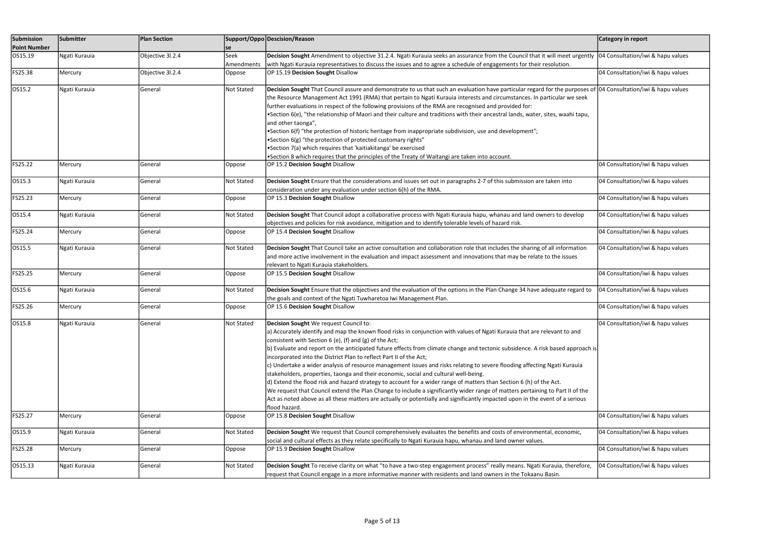| Submission Point Number | Submitter | Plan Section | Support/Oppose | Descision/Reason | Category in report |
|---|---|---|---|---|---|
| OS15.19 | Ngati Kurauia | Objective 3I.2.4 | Seek Amendments | **Decision Sought** Amendment to objective 31.2.4. Ngati Kurauia seeks an assurance from the Council that it will meet urgently with Ngati Kurauia representatives to discuss the issues and to agree a schedule of engagements for their resolution. | 04 Consultation/iwi & hapu values |
| FS25.38 | Mercury | Objective 3I.2.4 | Oppose | OP 15.19 **Decision Sought** Disallow | 04 Consultation/iwi & hapu values |
| OS15.2 | Ngati Kurauia | General | Not Stated | **Decision Sought** That Council assure and demonstrate to us that such an evaluation have particular regard for the purposes of the Resource Management Act 1991 (RMA) that pertain to Ngati Kurauia interests and circumstances. In particular we seek further evaluations in respect of the following provisions of the RMA are recognised and provided for:<br>•Section 6(e), "the relationship of Maori and their culture and traditions with their ancestral lands, water, sites, waahi tapu, and other taonga",<br>•Section 6(f) "the protection of historic heritage from inappropriate subdivision, use and development";<br>•Section 6(g) "the protection of protected customary rights"<br>•Section 7(a) which requires that 'kaitiakitanga' be exercised<br>•Section 8 which requires that the principles of the Treaty of Waitangi are taken into account. | 04 Consultation/iwi & hapu values |
| FS25.22 | Mercury | General | Oppose | OP 15.2 **Decision Sought** Disallow | 04 Consultation/iwi & hapu values |
| OS15.3 | Ngati Kurauia | General | Not Stated | **Decision Sought** Ensure that the considerations and issues set out in paragraphs 2-7 of this submission are taken into consideration under any evaluation under section 6(h) of the RMA. | 04 Consultation/iwi & hapu values |
| FS25.23 | Mercury | General | Oppose | OP 15.3 **Decision Sought** Disallow | 04 Consultation/iwi & hapu values |
| OS15.4 | Ngati Kurauia | General | Not Stated | **Decision Sought** That Council adopt a collaborative process with Ngati Kurauia hapu, whanau and land owners to develop objectives and policies for risk avoidance, mitigation and to identify tolerable levels of hazard risk. | 04 Consultation/iwi & hapu values |
| FS25.24 | Mercury | General | Oppose | OP 15.4 **Decision Sought** Disallow | 04 Consultation/iwi & hapu values |
| OS15.5 | Ngati Kurauia | General | Not Stated | **Decision Sought** That Council take an active consultation and collaboration role that includes the sharing of all information and more active involvement in the evaluation and impact assessment and innovations that may be relate to the issues relevant to Ngati Kurauia stakeholders. | 04 Consultation/iwi & hapu values |
| FS25.25 | Mercury | General | Oppose | OP 15.5 **Decision Sought** Disallow | 04 Consultation/iwi & hapu values |
| OS15.6 | Ngati Kurauia | General | Not Stated | **Decision Sought** Ensure that the objectives and the evaluation of the options in the Plan Change 34 have adequate regard to the goals and context of the Ngati Tuwharetoa Iwi Management Plan. | 04 Consultation/iwi & hapu values |
| FS25.26 | Mercury | General | Oppose | OP 15.6 **Decision Sought** Disallow | 04 Consultation/iwi & hapu values |
| OS15.8 | Ngati Kurauia | General | Not Stated | **Decision Sought** We request Council to:<br>a) Accurately identify and map the known flood risks in conjunction with values of Ngati Kurauia that are relevant to and consistent with Section 6 (e), (f) and (g) of the Act;<br>b) Evaluate and report on the anticipated future effects from climate change and tectonic subsidence. A risk based approach is incorporated into the District Plan to reflect Part II of the Act;<br>c) Undertake a wider analysis of resource management issues and risks relating to severe flooding affecting Ngati Kurauia stakeholders, properties, taonga and their economic, social and cultural well-being.<br>d) Extend the flood risk and hazard strategy to account for a wider range of matters than Section 6 (h) of the Act.<br>We request that Council extend the Plan Change to include a significantly wider range of matters pertaining to Part II of the Act as noted above as all these matters are actually or potentially and significantly impacted upon in the event of a serious flood hazard. | 04 Consultation/iwi & hapu values |
| FS25.27 | Mercury | General | Oppose | OP 15.8 **Decision Sought** Disallow | 04 Consultation/iwi & hapu values |
| OS15.9 | Ngati Kurauia | General | Not Stated | **Decision Sought** We request that Council comprehensively evaluates the benefits and costs of environmental, economic, social and cultural effects as they relate specifically to Ngati Kurauia hapu, whanau and land owner values. | 04 Consultation/iwi & hapu values |
| FS25.28 | Mercury | General | Oppose | OP 15.9 **Decision Sought** Disallow | 04 Consultation/iwi & hapu values |
| OS15.13 | Ngati Kurauia | General | Not Stated | **Decision Sought** To receive clarity on what "to have a two-step engagement process" really means. Ngati Kurauia, therefore, request that Council engage in a more informative manner with residents and land owners in the Tokaanu Basin. | 04 Consultation/iwi & hapu values |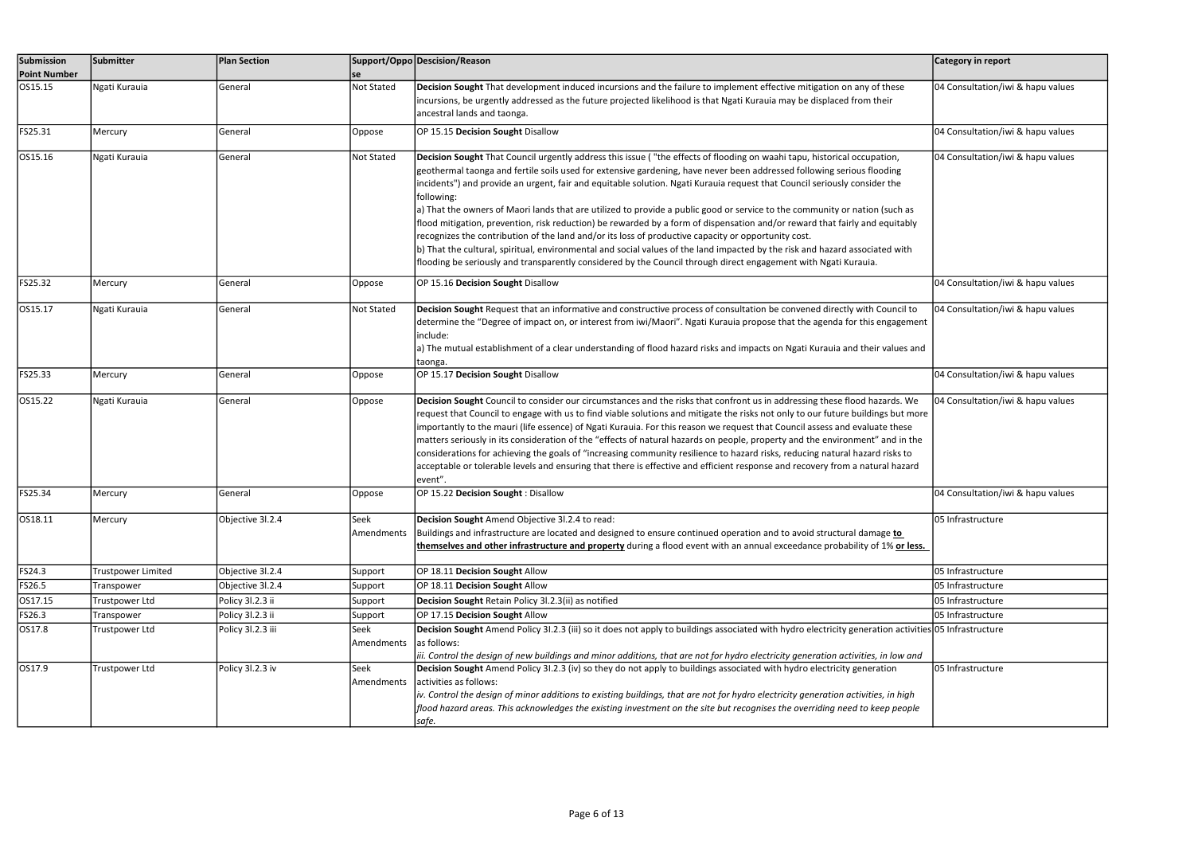| Submission Point Number | Submitter | Plan Section | Support/Oppose | Descision/Reason | Category in report |
|---|---|---|---|---|---|
| OS15.15 | Ngati Kurauia | General | Not Stated | **Decision Sought** That development induced incursions and the failure to implement effective mitigation on any of these incursions, be urgently addressed as the future projected likelihood is that Ngati Kurauia may be displaced from their ancestral lands and taonga. | 04 Consultation/iwi & hapu values |
| FS25.31 | Mercury | General | Oppose | OP 15.15 **Decision Sought** Disallow | 04 Consultation/iwi & hapu values |
| OS15.16 | Ngati Kurauia | General | Not Stated | **Decision Sought** That Council urgently address this issue ( "the effects of flooding on waahi tapu, historical occupation, geothermal taonga and fertile soils used for extensive gardening, have never been addressed following serious flooding incidents") and provide an urgent, fair and equitable solution. Ngati Kurauia request that Council seriously consider the following:<br>a) That the owners of Maori lands that are utilized to provide a public good or service to the community or nation (such as flood mitigation, prevention, risk reduction) be rewarded by a form of dispensation and/or reward that fairly and equitably recognizes the contribution of the land and/or its loss of productive capacity or opportunity cost.<br>b) That the cultural, spiritual, environmental and social values of the land impacted by the risk and hazard associated with flooding be seriously and transparently considered by the Council through direct engagement with Ngati Kurauia. | 04 Consultation/iwi & hapu values |
| FS25.32 | Mercury | General | Oppose | OP 15.16 **Decision Sought** Disallow | 04 Consultation/iwi & hapu values |
| OS15.17 | Ngati Kurauia | General | Not Stated | **Decision Sought** Request that an informative and constructive process of consultation be convened directly with Council to determine the "Degree of impact on, or interest from iwi/Maori". Ngati Kurauia propose that the agenda for this engagement include:<br>a) The mutual establishment of a clear understanding of flood hazard risks and impacts on Ngati Kurauia and their values and taonga. | 04 Consultation/iwi & hapu values |
| FS25.33 | Mercury | General | Oppose | OP 15.17 **Decision Sought** Disallow | 04 Consultation/iwi & hapu values |
| OS15.22 | Ngati Kurauia | General | Oppose | **Decision Sought** Council to consider our circumstances and the risks that confront us in addressing these flood hazards. We request that Council to engage with us to find viable solutions and mitigate the risks not only to our future buildings but more importantly to the mauri (life essence) of Ngati Kurauia. For this reason we request that Council assess and evaluate these matters seriously in its consideration of the "effects of natural hazards on people, property and the environment" and in the considerations for achieving the goals of "increasing community resilience to hazard risks, reducing natural hazard risks to acceptable or tolerable levels and ensuring that there is effective and efficient response and recovery from a natural hazard event". | 04 Consultation/iwi & hapu values |
| FS25.34 | Mercury | General | Oppose | OP 15.22 **Decision Sought** : Disallow | 04 Consultation/iwi & hapu values |
| OS18.11 | Mercury | Objective 3I.2.4 | Seek Amendments | **Decision Sought** Amend Objective 3I.2.4 to read:<br>Buildings and infrastructure are located and designed to ensure continued operation and to avoid structural damage **to themselves and other infrastructure and property** during a flood event with an annual exceedance probability of 1% **or less.** | 05 Infrastructure |
| FS24.3 | Trustpower Limited | Objective 3I.2.4 | Support | OP 18.11 **Decision Sought** Allow | 05 Infrastructure |
| FS26.5 | Transpower | Objective 3I.2.4 | Support | OP 18.11 **Decision Sought** Allow | 05 Infrastructure |
| OS17.15 | Trustpower Ltd | Policy 3I.2.3 ii | Support | **Decision Sought** Retain Policy 3I.2.3(ii) as notified | 05 Infrastructure |
| FS26.3 | Transpower | Policy 3I.2.3 ii | Support | OP 17.15 **Decision Sought** Allow | 05 Infrastructure |
| OS17.8 | Trustpower Ltd | Policy 3I.2.3 iii | Seek Amendments | **Decision Sought** Amend Policy 3I.2.3 (iii) so it does not apply to buildings associated with hydro electricity generation activities as follows:<br>*iii. Control the design of new buildings and minor additions, that are not for hydro electricity generation activities, in low and* | 05 Infrastructure |
| OS17.9 | Trustpower Ltd | Policy 3I.2.3 iv | Seek Amendments | **Decision Sought** Amend Policy 3I.2.3 (iv) so they do not apply to buildings associated with hydro electricity generation activities as follows:<br>*iv. Control the design of minor additions to existing buildings, that are not for hydro electricity generation activities, in high flood hazard areas. This acknowledges the existing investment on the site but recognises the overriding need to keep people safe.* | 05 Infrastructure |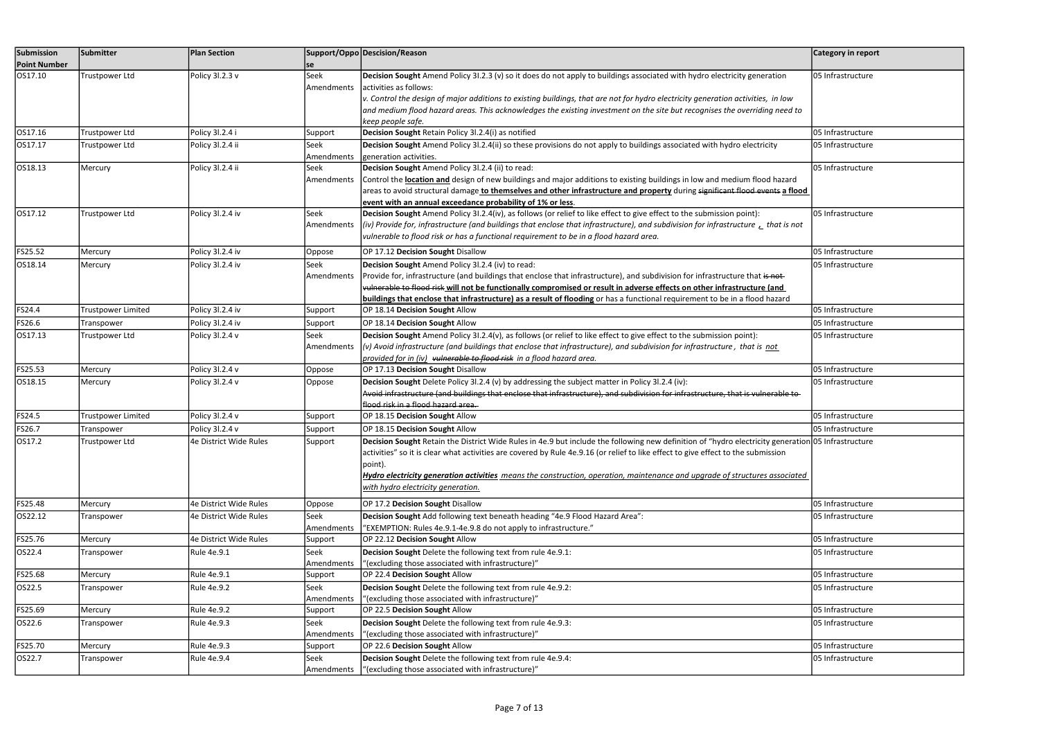| Submission Point Number | Submitter | Plan Section | Support/Oppose | Descision/Reason | Category in report |
|---|---|---|---|---|---|
| OS17.10 | Trustpower Ltd | Policy 3l.2.3 v | Seek Amendments | **Decision Sought** Amend Policy 3l.2.3 (v) so it does do not apply to buildings associated with hydro electricity generation activities as follows: *v. Control the design of major additions to existing buildings, that are not for hydro electricity generation activities, in low and medium flood hazard areas. This acknowledges the existing investment on the site but recognises the overriding need to keep people safe.* | 05 Infrastructure |
| OS17.16 | Trustpower Ltd | Policy 3l.2.4 i | Support | **Decision Sought** Retain Policy 3l.2.4(i) as notified | 05 Infrastructure |
| OS17.17 | Trustpower Ltd | Policy 3l.2.4 ii | Seek Amendments | **Decision Sought** Amend Policy 3l.2.4(ii) so these provisions do not apply to buildings associated with hydro electricity generation activities. | 05 Infrastructure |
| OS18.13 | Mercury | Policy 3l.2.4 ii | Seek Amendments | **Decision Sought** Amend Policy 3l.2.4 (ii) to read: Control the **location and** design of new buildings and major additions to existing buildings in low and medium flood hazard areas to avoid structural damage **to themselves and other infrastructure and property** during ~~significant flood events~~ **a flood event with an annual exceedance probability of 1% or less**. | 05 Infrastructure |
| OS17.12 | Trustpower Ltd | Policy 3l.2.4 iv | Seek Amendments | **Decision Sought** Amend Policy 3l.2.4(iv), as follows (or relief to like effect to give effect to the submission point): *(iv) Provide for, infrastructure (and buildings that enclose that infrastructure), and subdivision for infrastructure ~~,~~ that is not vulnerable to flood risk or has a functional requirement to be in a flood hazard area.* | 05 Infrastructure |
| FS25.52 | Mercury | Policy 3l.2.4 iv | Oppose | OP 17.12 **Decision Sought** Disallow | 05 Infrastructure |
| OS18.14 | Mercury | Policy 3l.2.4 iv | Seek Amendments | **Decision Sought** Amend Policy 3l.2.4 (iv) to read: Provide for, infrastructure (and buildings that enclose that infrastructure), and subdivision for infrastructure that ~~is not vulnerable to flood risk~~ **will not be functionally compromised or result in adverse effects on other infrastructure (and buildings that enclose that infrastructure) as a result of flooding** or has a functional requirement to be in a flood hazard | 05 Infrastructure |
| FS24.4 | Trustpower Limited | Policy 3l.2.4 iv | Support | OP 18.14 **Decision Sought** Allow | 05 Infrastructure |
| FS26.6 | Transpower | Policy 3l.2.4 iv | Support | OP 18.14 **Decision Sought** Allow | 05 Infrastructure |
| OS17.13 | Trustpower Ltd | Policy 3l.2.4 v | Seek Amendments | **Decision Sought** Amend Policy 3l.2.4(v), as follows (or relief to like effect to give effect to the submission point): *(v) Avoid infrastructure (and buildings that enclose that infrastructure), and subdivision for infrastructure , that is not provided for in (iv) ~~vulnerable to flood risk~~ in a flood hazard area.* | 05 Infrastructure |
| FS25.53 | Mercury | Policy 3l.2.4 v | Oppose | OP 17.13 **Decision Sought** Disallow | 05 Infrastructure |
| OS18.15 | Mercury | Policy 3l.2.4 v | Oppose | **Decision Sought** Delete Policy 3l.2.4 (v) by addressing the subject matter in Policy 3l.2.4 (iv): ~~Avoid infrastructure (and buildings that enclose that infrastructure), and subdivision for infrastructure, that is vulnerable to flood risk in a flood hazard area.~~ | 05 Infrastructure |
| FS24.5 | Trustpower Limited | Policy 3l.2.4 v | Support | OP 18.15 **Decision Sought** Allow | 05 Infrastructure |
| FS26.7 | Transpower | Policy 3l.2.4 v | Support | OP 18.15 **Decision Sought** Allow | 05 Infrastructure |
| OS17.2 | Trustpower Ltd | 4e District Wide Rules | Support | **Decision Sought** Retain the District Wide Rules in 4e.9 but include the following new definition of "hydro electricity generation activities" so it is clear what activities are covered by Rule 4e.9.16 (or relief to like effect to give effect to the submission point). ***Hydro electricity generation activities*** *means the construction, operation, maintenance and upgrade of structures associated with hydro electricity generation.* | 05 Infrastructure |
| FS25.48 | Mercury | 4e District Wide Rules | Oppose | OP 17.2 **Decision Sought** Disallow | 05 Infrastructure |
| OS22.12 | Transpower | 4e District Wide Rules | Seek Amendments | **Decision Sought** Add following text beneath heading "4e.9 Flood Hazard Area": "EXEMPTION: Rules 4e.9.1-4e.9.8 do not apply to infrastructure." | 05 Infrastructure |
| FS25.76 | Mercury | 4e District Wide Rules | Support | OP 22.12 **Decision Sought** Allow | 05 Infrastructure |
| OS22.4 | Transpower | Rule 4e.9.1 | Seek Amendments | **Decision Sought** Delete the following text from rule 4e.9.1: "(excluding those associated with infrastructure)" | 05 Infrastructure |
| FS25.68 | Mercury | Rule 4e.9.1 | Support | OP 22.4 **Decision Sought** Allow | 05 Infrastructure |
| OS22.5 | Transpower | Rule 4e.9.2 | Seek Amendments | **Decision Sought** Delete the following text from rule 4e.9.2: "(excluding those associated with infrastructure)" | 05 Infrastructure |
| FS25.69 | Mercury | Rule 4e.9.2 | Support | OP 22.5 **Decision Sought** Allow | 05 Infrastructure |
| OS22.6 | Transpower | Rule 4e.9.3 | Seek Amendments | **Decision Sought** Delete the following text from rule 4e.9.3: "(excluding those associated with infrastructure)" | 05 Infrastructure |
| FS25.70 | Mercury | Rule 4e.9.3 | Support | OP 22.6 **Decision Sought** Allow | 05 Infrastructure |
| OS22.7 | Transpower | Rule 4e.9.4 | Seek Amendments | **Decision Sought** Delete the following text from rule 4e.9.4: "(excluding those associated with infrastructure)" | 05 Infrastructure |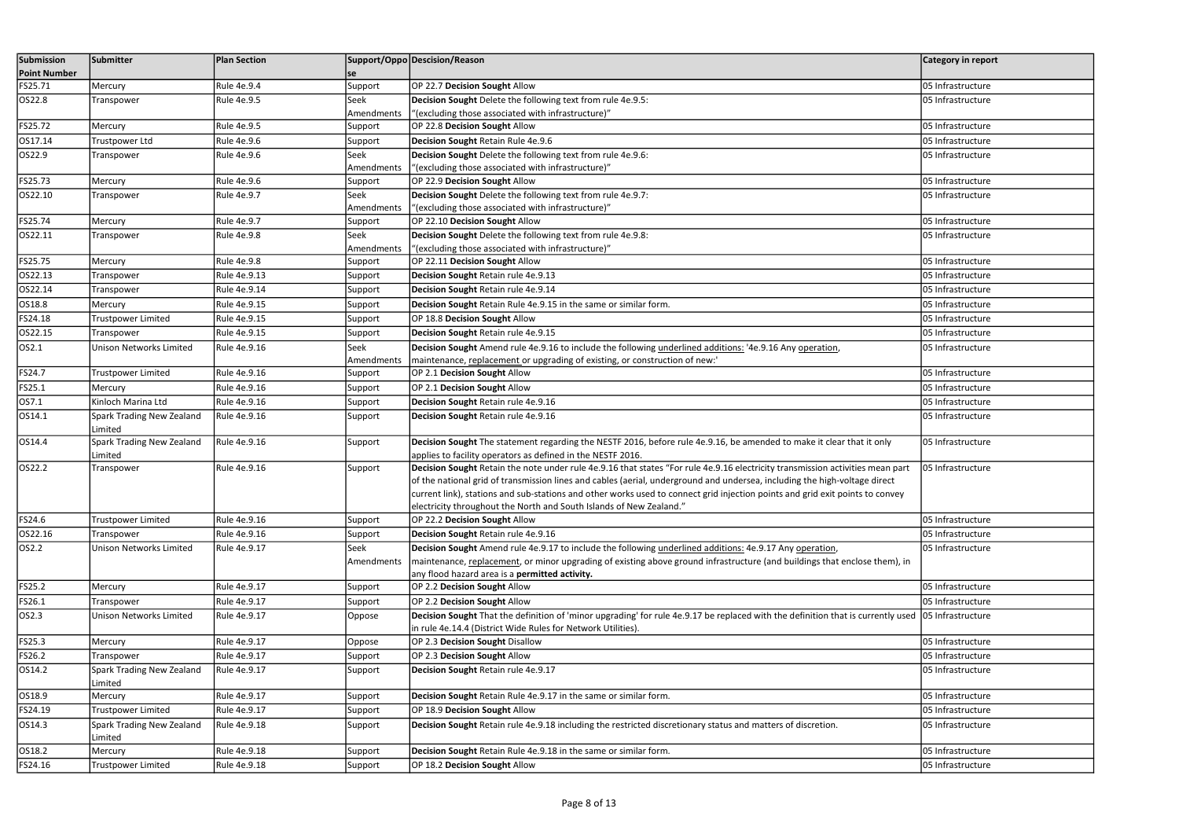| Submission Point Number | Submitter | Plan Section | Support/Oppose | Descision/Reason | Category in report |
|---|---|---|---|---|---|
| FS25.71 | Mercury | Rule 4e.9.4 | Support | OP 22.7 **Decision Sought** Allow | 05 Infrastructure |
| OS22.8 | Transpower | Rule 4e.9.5 | Seek Amendments | **Decision Sought** Delete the following text from rule 4e.9.5: "(excluding those associated with infrastructure)" | 05 Infrastructure |
| FS25.72 | Mercury | Rule 4e.9.5 | Support | OP 22.8 **Decision Sought** Allow | 05 Infrastructure |
| OS17.14 | Trustpower Ltd | Rule 4e.9.6 | Support | **Decision Sought** Retain Rule 4e.9.6 | 05 Infrastructure |
| OS22.9 | Transpower | Rule 4e.9.6 | Seek Amendments | **Decision Sought** Delete the following text from rule 4e.9.6: "(excluding those associated with infrastructure)" | 05 Infrastructure |
| FS25.73 | Mercury | Rule 4e.9.6 | Support | OP 22.9 **Decision Sought** Allow | 05 Infrastructure |
| OS22.10 | Transpower | Rule 4e.9.7 | Seek Amendments | **Decision Sought** Delete the following text from rule 4e.9.7: "(excluding those associated with infrastructure)" | 05 Infrastructure |
| FS25.74 | Mercury | Rule 4e.9.7 | Support | OP 22.10 **Decision Sought** Allow | 05 Infrastructure |
| OS22.11 | Transpower | Rule 4e.9.8 | Seek Amendments | **Decision Sought** Delete the following text from rule 4e.9.8: "(excluding those associated with infrastructure)" | 05 Infrastructure |
| FS25.75 | Mercury | Rule 4e.9.8 | Support | OP 22.11 **Decision Sought** Allow | 05 Infrastructure |
| OS22.13 | Transpower | Rule 4e.9.13 | Support | **Decision Sought** Retain rule 4e.9.13 | 05 Infrastructure |
| OS22.14 | Transpower | Rule 4e.9.14 | Support | **Decision Sought** Retain rule 4e.9.14 | 05 Infrastructure |
| OS18.8 | Mercury | Rule 4e.9.15 | Support | **Decision Sought** Retain Rule 4e.9.15 in the same or similar form. | 05 Infrastructure |
| FS24.18 | Trustpower Limited | Rule 4e.9.15 | Support | OP 18.8 **Decision Sought** Allow | 05 Infrastructure |
| OS22.15 | Transpower | Rule 4e.9.15 | Support | **Decision Sought** Retain rule 4e.9.15 | 05 Infrastructure |
| OS2.1 | Unison Networks Limited | Rule 4e.9.16 | Seek Amendments | **Decision Sought** Amend rule 4e.9.16 to include the following underlined additions: '4e.9.16 Any operation, maintenance, replacement or upgrading of existing, or construction of new:' | 05 Infrastructure |
| FS24.7 | Trustpower Limited | Rule 4e.9.16 | Support | OP 2.1 **Decision Sought** Allow | 05 Infrastructure |
| FS25.1 | Mercury | Rule 4e.9.16 | Support | OP 2.1 **Decision Sought** Allow | 05 Infrastructure |
| OS7.1 | Kinloch Marina Ltd | Rule 4e.9.16 | Support | **Decision Sought** Retain rule 4e.9.16 | 05 Infrastructure |
| OS14.1 | Spark Trading New Zealand Limited | Rule 4e.9.16 | Support | **Decision Sought** Retain rule 4e.9.16 | 05 Infrastructure |
| OS14.4 | Spark Trading New Zealand Limited | Rule 4e.9.16 | Support | **Decision Sought** The statement regarding the NESTF 2016, before rule 4e.9.16, be amended to make it clear that it only applies to facility operators as defined in the NESTF 2016. | 05 Infrastructure |
| OS22.2 | Transpower | Rule 4e.9.16 | Support | **Decision Sought** Retain the note under rule 4e.9.16 that states "For rule 4e.9.16 electricity transmission activities mean part of the national grid of transmission lines and cables (aerial, underground and undersea, including the high-voltage direct current link), stations and sub-stations and other works used to connect grid injection points and grid exit points to convey electricity throughout the North and South Islands of New Zealand." | 05 Infrastructure |
| FS24.6 | Trustpower Limited | Rule 4e.9.16 | Support | OP 22.2 **Decision Sought** Allow | 05 Infrastructure |
| OS22.16 | Transpower | Rule 4e.9.16 | Support | **Decision Sought** Retain rule 4e.9.16 | 05 Infrastructure |
| OS2.2 | Unison Networks Limited | Rule 4e.9.17 | Seek Amendments | **Decision Sought** Amend rule 4e.9.17 to include the following underlined additions: 4e.9.17 Any operation, maintenance, replacement, or minor upgrading of existing above ground infrastructure (and buildings that enclose them), in any flood hazard area is a **permitted activity.** | 05 Infrastructure |
| FS25.2 | Mercury | Rule 4e.9.17 | Support | OP 2.2 **Decision Sought** Allow | 05 Infrastructure |
| FS26.1 | Transpower | Rule 4e.9.17 | Support | OP 2.2 **Decision Sought** Allow | 05 Infrastructure |
| OS2.3 | Unison Networks Limited | Rule 4e.9.17 | Oppose | **Decision Sought** That the definition of 'minor upgrading' for rule 4e.9.17 be replaced with the definition that is currently used in rule 4e.14.4 (District Wide Rules for Network Utilities). | 05 Infrastructure |
| FS25.3 | Mercury | Rule 4e.9.17 | Oppose | OP 2.3 **Decision Sought** Disallow | 05 Infrastructure |
| FS26.2 | Transpower | Rule 4e.9.17 | Support | OP 2.3 **Decision Sought** Allow | 05 Infrastructure |
| OS14.2 | Spark Trading New Zealand Limited | Rule 4e.9.17 | Support | **Decision Sought** Retain rule 4e.9.17 | 05 Infrastructure |
| OS18.9 | Mercury | Rule 4e.9.17 | Support | **Decision Sought** Retain Rule 4e.9.17 in the same or similar form. | 05 Infrastructure |
| FS24.19 | Trustpower Limited | Rule 4e.9.17 | Support | OP 18.9 **Decision Sought** Allow | 05 Infrastructure |
| OS14.3 | Spark Trading New Zealand Limited | Rule 4e.9.18 | Support | **Decision Sought** Retain rule 4e.9.18 including the restricted discretionary status and matters of discretion. | 05 Infrastructure |
| OS18.2 | Mercury | Rule 4e.9.18 | Support | **Decision Sought** Retain Rule 4e.9.18 in the same or similar form. | 05 Infrastructure |
| FS24.16 | Trustpower Limited | Rule 4e.9.18 | Support | OP 18.2 **Decision Sought** Allow | 05 Infrastructure |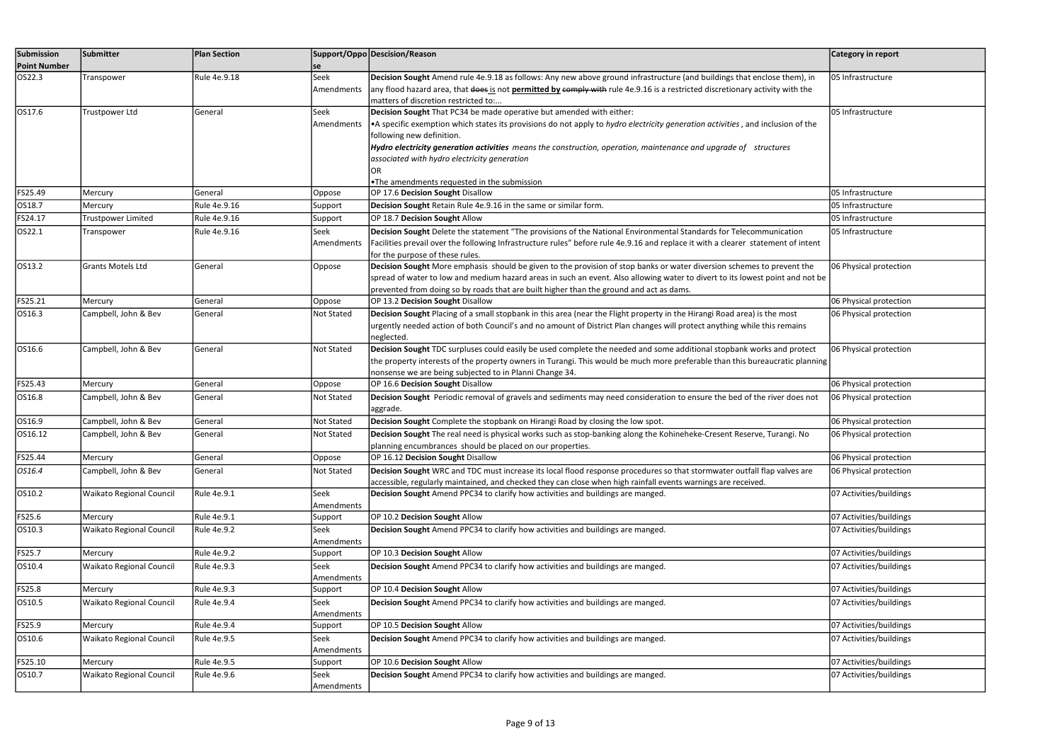| Submission Point Number | Submitter | Plan Section | Support/Oppose | Descision/Reason | Category in report |
|---|---|---|---|---|---|
| OS22.3 | Transpower | Rule 4e.9.18 | Seek Amendments | **Decision Sought** Amend rule 4e.9.18 as follows: Any new above ground infrastructure (and buildings that enclose them), in any flood hazard area, that ~~does~~ is not **permitted by** ~~comply with~~ rule 4e.9.16 is a restricted discretionary activity with the matters of discretion restricted to:... | 05 Infrastructure |
| OS17.6 | Trustpower Ltd | General | Seek Amendments | **Decision Sought** That PC34 be made operative but amended with either:<br>•A specific exemption which states its provisions do not apply to *hydro electricity generation activities* , and inclusion of the following new definition.<br>***Hydro electricity generation activities*** *means the construction, operation, maintenance and upgrade of structures associated with hydro electricity generation*<br>OR<br>•The amendments requested in the submission | 05 Infrastructure |
| FS25.49 | Mercury | General | Oppose | OP 17.6 **Decision Sought** Disallow | 05 Infrastructure |
| OS18.7 | Mercury | Rule 4e.9.16 | Support | **Decision Sought** Retain Rule 4e.9.16 in the same or similar form. | 05 Infrastructure |
| FS24.17 | Trustpower Limited | Rule 4e.9.16 | Support | OP 18.7 **Decision Sought** Allow | 05 Infrastructure |
| OS22.1 | Transpower | Rule 4e.9.16 | Seek Amendments | **Decision Sought** Delete the statement "The provisions of the National Environmental Standards for Telecommunication Facilities prevail over the following Infrastructure rules" before rule 4e.9.16 and replace it with a clearer statement of intent for the purpose of these rules. | 05 Infrastructure |
| OS13.2 | Grants Motels Ltd | General | Oppose | **Decision Sought** More emphasis should be given to the provision of stop banks or water diversion schemes to prevent the spread of water to low and medium hazard areas in such an event. Also allowing water to divert to its lowest point and not be prevented from doing so by roads that are built higher than the ground and act as dams. | 06 Physical protection |
| FS25.21 | Mercury | General | Oppose | OP 13.2 **Decision Sought** Disallow | 06 Physical protection |
| OS16.3 | Campbell, John & Bev | General | Not Stated | **Decision Sought** Placing of a small stopbank in this area (near the Flight property in the Hirangi Road area) is the most urgently needed action of both Council's and no amount of District Plan changes will protect anything while this remains neglected. | 06 Physical protection |
| OS16.6 | Campbell, John & Bev | General | Not Stated | **Decision Sought** TDC surpluses could easily be used complete the needed and some additional stopbank works and protect the property interests of the property owners in Turangi. This would be much more preferable than this bureaucratic planning nonsense we are being subjected to in Planni Change 34. | 06 Physical protection |
| FS25.43 | Mercury | General | Oppose | OP 16.6 **Decision Sought** Disallow | 06 Physical protection |
| OS16.8 | Campbell, John & Bev | General | Not Stated | **Decision Sought** Periodic removal of gravels and sediments may need consideration to ensure the bed of the river does not aggrade. | 06 Physical protection |
| OS16.9 | Campbell, John & Bev | General | Not Stated | **Decision Sought** Complete the stopbank on Hirangi Road by closing the low spot. | 06 Physical protection |
| OS16.12 | Campbell, John & Bev | General | Not Stated | **Decision Sought** The real need is physical works such as stop-banking along the Kohineheke-Cresent Reserve, Turangi. No planning encumbrances should be placed on our properties. | 06 Physical protection |
| FS25.44 | Mercury | General | Oppose | OP 16.12 **Decision Sought** Disallow | 06 Physical protection |
| *OS16.4* | Campbell, John & Bev | General | Not Stated | **Decision Sought** WRC and TDC must increase its local flood response procedures so that stormwater outfall flap valves are accessible, regularly maintained, and checked they can close when high rainfall events warnings are received. | 06 Physical protection |
| OS10.2 | Waikato Regional Council | Rule 4e.9.1 | Seek Amendments | **Decision Sought** Amend PPC34 to clarify how activities and buildings are manged. | 07 Activities/buildings |
| FS25.6 | Mercury | Rule 4e.9.1 | Support | OP 10.2 **Decision Sought** Allow | 07 Activities/buildings |
| OS10.3 | Waikato Regional Council | Rule 4e.9.2 | Seek Amendments | **Decision Sought** Amend PPC34 to clarify how activities and buildings are manged. | 07 Activities/buildings |
| FS25.7 | Mercury | Rule 4e.9.2 | Support | OP 10.3 **Decision Sought** Allow | 07 Activities/buildings |
| OS10.4 | Waikato Regional Council | Rule 4e.9.3 | Seek Amendments | **Decision Sought** Amend PPC34 to clarify how activities and buildings are manged. | 07 Activities/buildings |
| FS25.8 | Mercury | Rule 4e.9.3 | Support | OP 10.4 **Decision Sought** Allow | 07 Activities/buildings |
| OS10.5 | Waikato Regional Council | Rule 4e.9.4 | Seek Amendments | **Decision Sought** Amend PPC34 to clarify how activities and buildings are manged. | 07 Activities/buildings |
| FS25.9 | Mercury | Rule 4e.9.4 | Support | OP 10.5 **Decision Sought** Allow | 07 Activities/buildings |
| OS10.6 | Waikato Regional Council | Rule 4e.9.5 | Seek Amendments | **Decision Sought** Amend PPC34 to clarify how activities and buildings are manged. | 07 Activities/buildings |
| FS25.10 | Mercury | Rule 4e.9.5 | Support | OP 10.6 **Decision Sought** Allow | 07 Activities/buildings |
| OS10.7 | Waikato Regional Council | Rule 4e.9.6 | Seek Amendments | **Decision Sought** Amend PPC34 to clarify how activities and buildings are manged. | 07 Activities/buildings |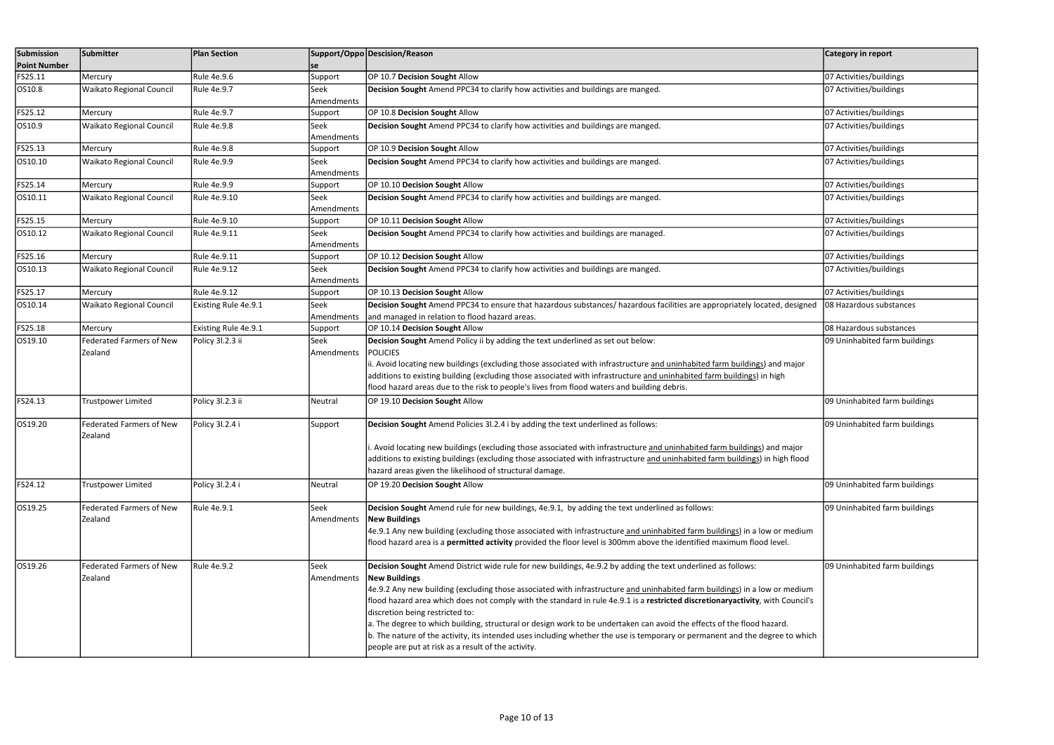| Submission Point Number | Submitter | Plan Section | Support/Oppose | Descision/Reason | Category in report |
|---|---|---|---|---|---|
| FS25.11 | Mercury | Rule 4e.9.6 | Support | OP 10.7 **Decision Sought** Allow | 07 Activities/buildings |
| OS10.8 | Waikato Regional Council | Rule 4e.9.7 | Seek Amendments | **Decision Sought** Amend PPC34 to clarify how activities and buildings are manged. | 07 Activities/buildings |
| FS25.12 | Mercury | Rule 4e.9.7 | Support | OP 10.8 **Decision Sought** Allow | 07 Activities/buildings |
| OS10.9 | Waikato Regional Council | Rule 4e.9.8 | Seek Amendments | **Decision Sought** Amend PPC34 to clarify how activities and buildings are manged. | 07 Activities/buildings |
| FS25.13 | Mercury | Rule 4e.9.8 | Support | OP 10.9 **Decision Sought** Allow | 07 Activities/buildings |
| OS10.10 | Waikato Regional Council | Rule 4e.9.9 | Seek Amendments | **Decision Sought** Amend PPC34 to clarify how activities and buildings are manged. | 07 Activities/buildings |
| FS25.14 | Mercury | Rule 4e.9.9 | Support | OP 10.10 **Decision Sought** Allow | 07 Activities/buildings |
| OS10.11 | Waikato Regional Council | Rule 4e.9.10 | Seek Amendments | **Decision Sought** Amend PPC34 to clarify how activities and buildings are manged. | 07 Activities/buildings |
| FS25.15 | Mercury | Rule 4e.9.10 | Support | OP 10.11 **Decision Sought** Allow | 07 Activities/buildings |
| OS10.12 | Waikato Regional Council | Rule 4e.9.11 | Seek Amendments | **Decision Sought** Amend PPC34 to clarify how activities and buildings are managed. | 07 Activities/buildings |
| FS25.16 | Mercury | Rule 4e.9.11 | Support | OP 10.12 **Decision Sought** Allow | 07 Activities/buildings |
| OS10.13 | Waikato Regional Council | Rule 4e.9.12 | Seek Amendments | **Decision Sought** Amend PPC34 to clarify how activities and buildings are manged. | 07 Activities/buildings |
| FS25.17 | Mercury | Rule 4e.9.12 | Support | OP 10.13 **Decision Sought** Allow | 07 Activities/buildings |
| OS10.14 | Waikato Regional Council | Existing Rule 4e.9.1 | Seek Amendments | **Decision Sought** Amend PPC34 to ensure that hazardous substances/ hazardous facilities are appropriately located, designed and managed in relation to flood hazard areas. | 08 Hazardous substances |
| FS25.18 | Mercury | Existing Rule 4e.9.1 | Support | OP 10.14 **Decision Sought** Allow | 08 Hazardous substances |
| OS19.10 | Federated Farmers of New Zealand | Policy 3l.2.3 ii | Seek Amendments | **Decision Sought** Amend Policy ii by adding the text underlined as set out below:<br>POLICIES<br>ii. Avoid locating new buildings (excluding those associated with infrastructure <u>and uninhabited farm buildings</u>) and major additions to existing building (excluding those associated with infrastructure <u>and uninhabited farm buildings</u>) in high flood hazard areas due to the risk to people's lives from flood waters and building debris. | 09 Uninhabited farm buildings |
| FS24.13 | Trustpower Limited | Policy 3l.2.3 ii | Neutral | OP 19.10 **Decision Sought** Allow | 09 Uninhabited farm buildings |
| OS19.20 | Federated Farmers of New Zealand | Policy 3l.2.4 i | Support | **Decision Sought** Amend Policies 3l.2.4 i by adding the text underlined as follows:<br><br>i. Avoid locating new buildings (excluding those associated with infrastructure <u>and uninhabited farm buildings</u>) and major additions to existing buildings (excluding those associated with infrastructure <u>and uninhabited farm buildings</u>) in high flood hazard areas given the likelihood of structural damage. | 09 Uninhabited farm buildings |
| FS24.12 | Trustpower Limited | Policy 3l.2.4 i | Neutral | OP 19.20 **Decision Sought** Allow | 09 Uninhabited farm buildings |
| OS19.25 | Federated Farmers of New Zealand | Rule 4e.9.1 | Seek Amendments | **Decision Sought** Amend rule for new buildings, 4e.9.1, by adding the text underlined as follows:<br>**New Buildings**<br>4e.9.1 Any new building (excluding those associated with infrastructure <u>and uninhabited farm buildings</u>) in a low or medium flood hazard area is a **permitted activity** provided the floor level is 300mm above the identified maximum flood level. | 09 Uninhabited farm buildings |
| OS19.26 | Federated Farmers of New Zealand | Rule 4e.9.2 | Seek Amendments | **Decision Sought** Amend District wide rule for new buildings, 4e.9.2 by adding the text underlined as follows:<br>**New Buildings**<br>4e.9.2 Any new building (excluding those associated with infrastructure <u>and uninhabited farm buildings</u>) in a low or medium flood hazard area which does not comply with the standard in rule 4e.9.1 is a **restricted discretionaryactivity**, with Council's discretion being restricted to:<br>a. The degree to which building, structural or design work to be undertaken can avoid the effects of the flood hazard.<br>b. The nature of the activity, its intended uses including whether the use is temporary or permanent and the degree to which people are put at risk as a result of the activity. | 09 Uninhabited farm buildings |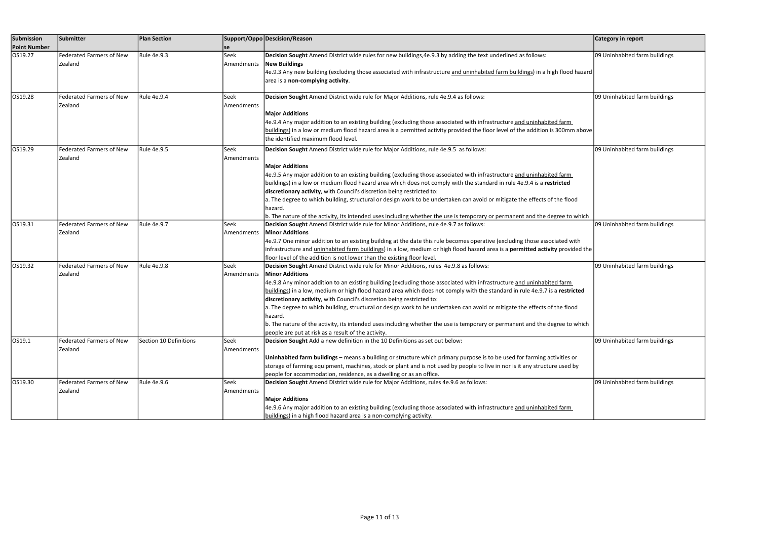| Submission Point Number | Submitter | Plan Section | Support/Oppose | Descision/Reason | Category in report |
|---|---|---|---|---|---|
| OS19.27 | Federated Farmers of New Zealand | Rule 4e.9.3 | Seek Amendments | **Decision Sought** Amend District wide rules for new buildings,4e.9.3 by adding the text underlined as follows:<br>**New Buildings**<br>4e.9.3 Any new building (excluding those associated with infrastructure <u>and uninhabited farm buildings</u>) in a high flood hazard area is a **non-complying activity**. | 09 Uninhabited farm buildings |
| OS19.28 | Federated Farmers of New Zealand | Rule 4e.9.4 | Seek Amendments | **Decision Sought** Amend District wide rule for Major Additions, rule 4e.9.4 as follows:<br><br>**Major Additions**<br>4e.9.4 Any major addition to an existing building (excluding those associated with infrastructure <u>and uninhabited farm buildings</u>) in a low or medium flood hazard area is a permitted activity provided the floor level of the addition is 300mm above the identified maximum flood level. | 09 Uninhabited farm buildings |
| OS19.29 | Federated Farmers of New Zealand | Rule 4e.9.5 | Seek Amendments | **Decision Sought** Amend District wide rule for Major Additions, rule 4e.9.5 as follows:<br><br>**Major Additions**<br>4e.9.5 Any major addition to an existing building (excluding those associated with infrastructure <u>and uninhabited farm buildings</u>) in a low or medium flood hazard area which does not comply with the standard in rule 4e.9.4 is a **restricted discretionary activity**, with Council's discretion being restricted to:<br>a. The degree to which building, structural or design work to be undertaken can avoid or mitigate the effects of the flood hazard.<br>b. The nature of the activity, its intended uses including whether the use is temporary or permanent and the degree to which | 09 Uninhabited farm buildings |
| OS19.31 | Federated Farmers of New Zealand | Rule 4e.9.7 | Seek Amendments | **Decision Sought** Amend District wide rule for Minor Additions, rule 4e.9.7 as follows:<br>**Minor Additions**<br>4e.9.7 One minor addition to an existing building at the date this rule becomes operative (excluding those associated with infrastructure and <u>uninhabited farm buildings</u>) in a low, medium or high flood hazard area is a **permitted activity** provided the floor level of the addition is not lower than the existing floor level. | 09 Uninhabited farm buildings |
| OS19.32 | Federated Farmers of New Zealand | Rule 4e.9.8 | Seek Amendments | **Decision Sought** Amend District wide rule for Minor Additions, rules 4e.9.8 as follows:<br>**Minor Additions**<br>4e.9.8 Any minor addition to an existing building (excluding those associated with infrastructure <u>and uninhabited farm buildings</u>) in a low, medium or high flood hazard area which does not comply with the standard in rule 4e.9.7 is a **restricted discretionary activity**, with Council's discretion being restricted to:<br>a. The degree to which building, structural or design work to be undertaken can avoid or mitigate the effects of the flood hazard.<br>b. The nature of the activity, its intended uses including whether the use is temporary or permanent and the degree to which people are put at risk as a result of the activity. | 09 Uninhabited farm buildings |
| OS19.1 | Federated Farmers of New Zealand | Section 10 Definitions | Seek Amendments | **Decision Sought** Add a new definition in the 10 Definitions as set out below:<br><br>**Uninhabited farm buildings** – means a building or structure which primary purpose is to be used for farming activities or storage of farming equipment, machines, stock or plant and is not used by people to live in nor is it any structure used by people for accommodation, residence, as a dwelling or as an office. | 09 Uninhabited farm buildings |
| OS19.30 | Federated Farmers of New Zealand | Rule 4e.9.6 | Seek Amendments | **Decision Sought** Amend District wide rule for Major Additions, rules 4e.9.6 as follows:<br><br>**Major Additions**<br>4e.9.6 Any major addition to an existing building (excluding those associated with infrastructure <u>and uninhabited farm buildings</u>) in a high flood hazard area is a non-complying activity. | 09 Uninhabited farm buildings |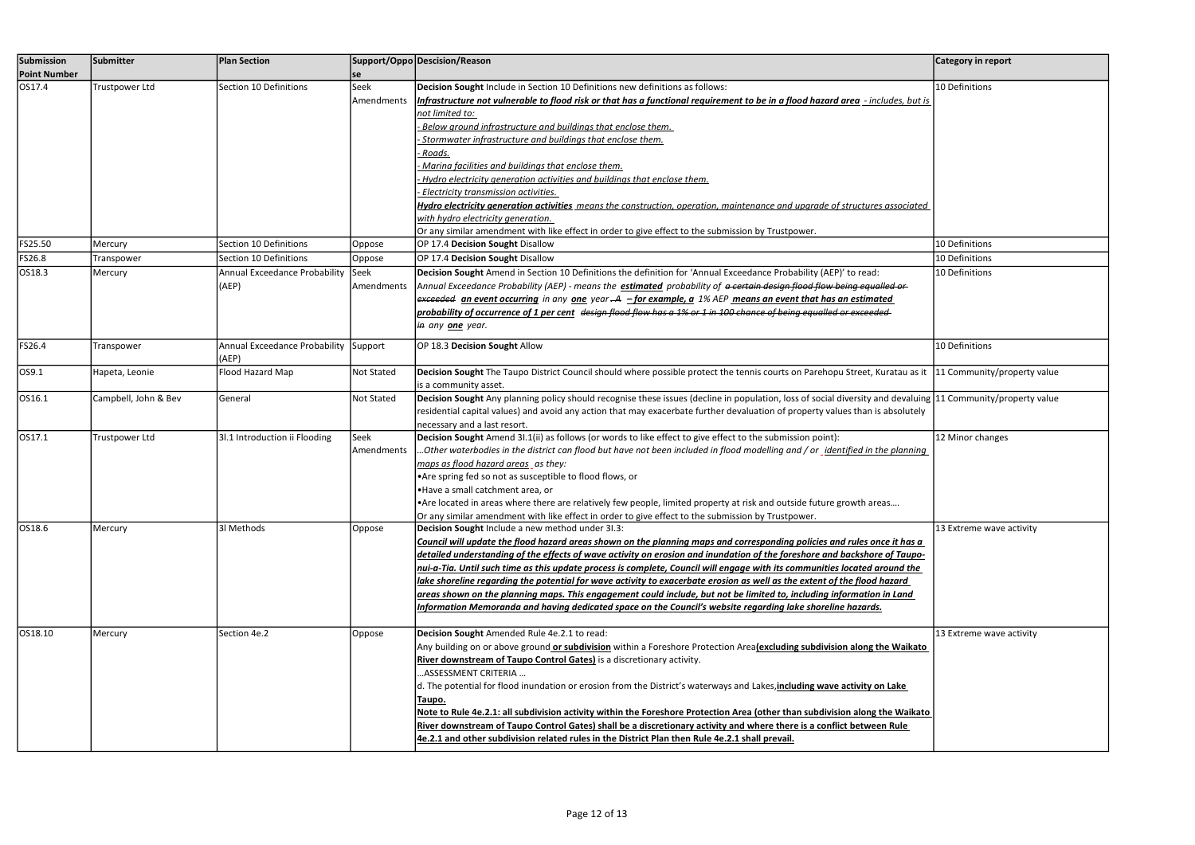| Submission Point Number | Submitter | Plan Section | Support/Oppose | Descision/Reason | Category in report |
|---|---|---|---|---|---|
| OS17.4 | Trustpower Ltd | Section 10 Definitions | Seek Amendments | **Decision Sought** Include in Section 10 Definitions new definitions as follows:<br>***Infrastructure not vulnerable to flood risk or that has a functional requirement to be in a flood hazard area*** *- includes, but is not limited to:*<br>*- Below ground infrastructure and buildings that enclose them.*<br>*- Stormwater infrastructure and buildings that enclose them.*<br>*- Roads.*<br>*- Marina facilities and buildings that enclose them.*<br>*- Hydro electricity generation activities and buildings that enclose them.*<br>*- Electricity transmission activities.*<br>***Hydro electricity generation activities*** *means the construction, operation, maintenance and upgrade of structures associated with hydro electricity generation.*<br>Or any similar amendment with like effect in order to give effect to the submission by Trustpower. | 10 Definitions |
| FS25.50 | Mercury | Section 10 Definitions | Oppose | OP 17.4 **Decision Sought** Disallow | 10 Definitions |
| FS26.8 | Transpower | Section 10 Definitions | Oppose | OP 17.4 **Decision Sought** Disallow | 10 Definitions |
| OS18.3 | Mercury | Annual Exceedance Probability (AEP) | Seek Amendments | **Decision Sought** Amend in Section 10 Definitions the definition for 'Annual Exceedance Probability (AEP)' to read:<br>*Annual Exceedance Probability (AEP) - means the* ***estimated*** *probability of ~~a certain design flood flow being equalled or exceeded~~* ***an event occurring*** *in any* ***one*** *year ~~. A~~* ***– for example, a*** *1% AEP* ***means an event that has an estimated probability of occurrence of 1 per cent*** *~~design flood flow has a 1% or 1 in 100 chance of being equalled or exceeded in~~ any* ***one*** *year.* | 10 Definitions |
| FS26.4 | Transpower | Annual Exceedance Probability (AEP) | Support | OP 18.3 **Decision Sought** Allow | 10 Definitions |
| OS9.1 | Hapeta, Leonie | Flood Hazard Map | Not Stated | **Decision Sought** The Taupo District Council should where possible protect the tennis courts on Parehopu Street, Kuratau as it is a community asset. | 11 Community/property value |
| OS16.1 | Campbell, John & Bev | General | Not Stated | **Decision Sought** Any planning policy should recognise these issues (decline in population, loss of social diversity and devaluing residential capital values) and avoid any action that may exacerbate further devaluation of property values than is absolutely necessary and a last resort. | 11 Community/property value |
| OS17.1 | Trustpower Ltd | 3I.1 Introduction ii Flooding | Seek Amendments | **Decision Sought** Amend 3I.1(ii) as follows (or words to like effect to give effect to the submission point):<br>*…Other waterbodies in the district can flood but have not been included in flood modelling and / or* *identified in the planning maps as flood hazard areas* *as they:*<br>•Are spring fed so not as susceptible to flood flows, or<br>•Have a small catchment area, or<br>•Are located in areas where there are relatively few people, limited property at risk and outside future growth areas….<br>Or any similar amendment with like effect in order to give effect to the submission by Trustpower. | 12 Minor changes |
| OS18.6 | Mercury | 3I Methods | Oppose | **Decision Sought** Include a new method under 3I.3:<br>***Council will update the flood hazard areas shown on the planning maps and corresponding policies and rules once it has a detailed understanding of the effects of wave activity on erosion and inundation of the foreshore and backshore of Taupo-nui-a-Tia. Until such time as this update process is complete, Council will engage with its communities located around the lake shoreline regarding the potential for wave activity to exacerbate erosion as well as the extent of the flood hazard areas shown on the planning maps. This engagement could include, but not be limited to, including information in Land Information Memoranda and having dedicated space on the Council's website regarding lake shoreline hazards.*** | 13 Extreme wave activity |
| OS18.10 | Mercury | Section 4e.2 | Oppose | **Decision Sought** Amended Rule 4e.2.1 to read:<br>Any building on or above ground **or subdivision** within a Foreshore Protection Area **(excluding subdivision along the Waikato River downstream of Taupo Control Gates)** is a discretionary activity.<br>…ASSESSMENT CRITERIA …<br>d. The potential for flood inundation or erosion from the District's waterways and Lakes, **including wave activity on Lake Taupo.**<br>**Note to Rule 4e.2.1: all subdivision activity within the Foreshore Protection Area (other than subdivision along the Waikato River downstream of Taupo Control Gates) shall be a discretionary activity and where there is a conflict between Rule 4e.2.1 and other subdivision related rules in the District Plan then Rule 4e.2.1 shall prevail.** | 13 Extreme wave activity |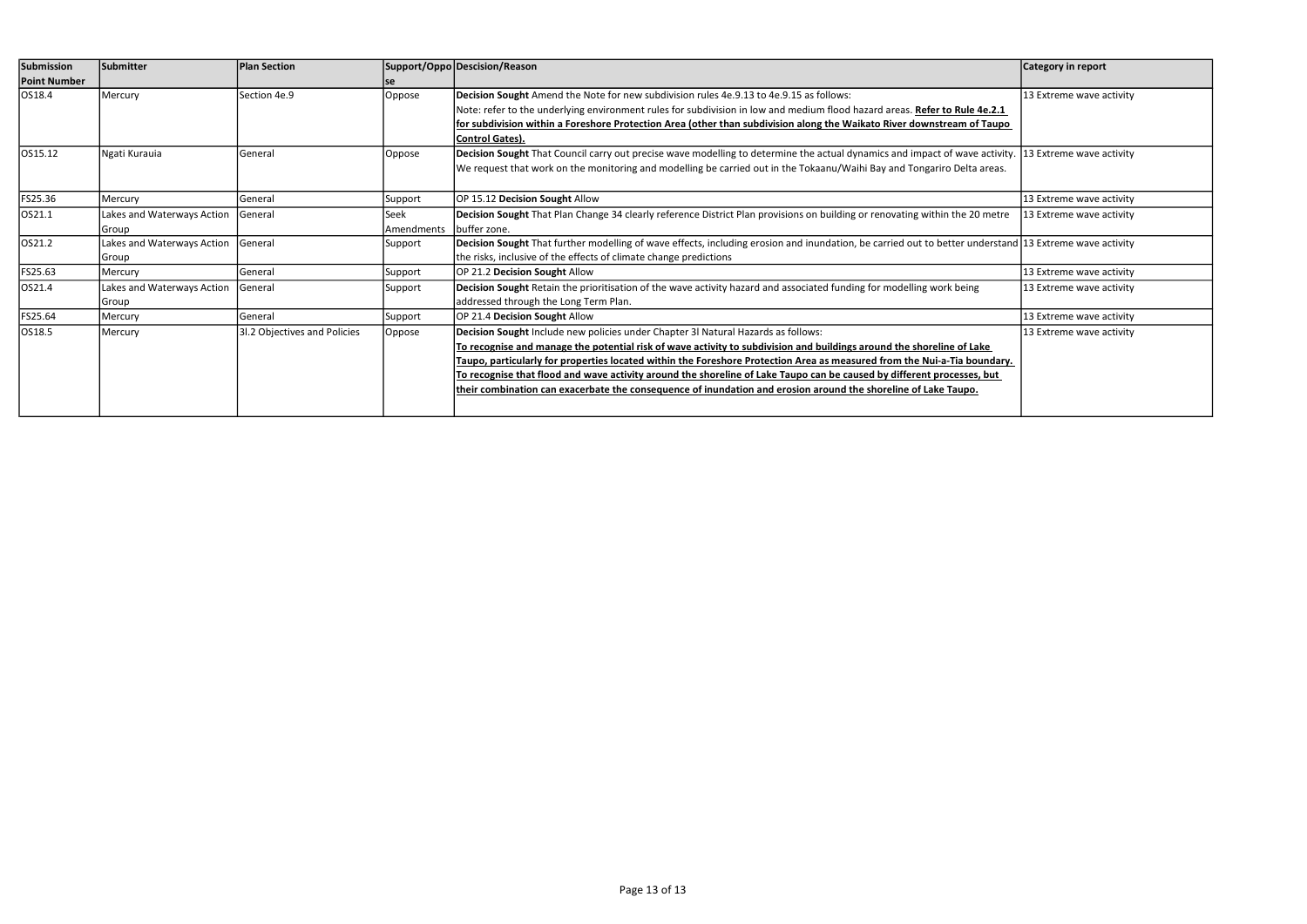| Submission Point Number | Submitter | Plan Section | Support/Oppose | Descision/Reason | Category in report |
|---|---|---|---|---|---|
| OS18.4 | Mercury | Section 4e.9 | Oppose | **Decision Sought** Amend the Note for new subdivision rules 4e.9.13 to 4e.9.15 as follows:<br>Note: refer to the underlying environment rules for subdivision in low and medium flood hazard areas. **<u>Refer to Rule 4e.2.1 for subdivision within a Foreshore Protection Area (other than subdivision along the Waikato River downstream of Taupo Control Gates).</u>** | 13 Extreme wave activity |
| OS15.12 | Ngati Kurauia | General | Oppose | **Decision Sought** That Council carry out precise wave modelling to determine the actual dynamics and impact of wave activity.<br>We request that work on the monitoring and modelling be carried out in the Tokaanu/Waihi Bay and Tongariro Delta areas. | 13 Extreme wave activity |
| FS25.36 | Mercury | General | Support | OP 15.12 **Decision Sought** Allow | 13 Extreme wave activity |
| OS21.1 | Lakes and Waterways Action Group | General | Seek Amendments | **Decision Sought** That Plan Change 34 clearly reference District Plan provisions on building or renovating within the 20 metre buffer zone. | 13 Extreme wave activity |
| OS21.2 | Lakes and Waterways Action Group | General | Support | **Decision Sought** That further modelling of wave effects, including erosion and inundation, be carried out to better understand the risks, inclusive of the effects of climate change predictions | 13 Extreme wave activity |
| FS25.63 | Mercury | General | Support | OP 21.2 **Decision Sought** Allow | 13 Extreme wave activity |
| OS21.4 | Lakes and Waterways Action Group | General | Support | **Decision Sought** Retain the prioritisation of the wave activity hazard and associated funding for modelling work being addressed through the Long Term Plan. | 13 Extreme wave activity |
| FS25.64 | Mercury | General | Support | OP 21.4 **Decision Sought** Allow | 13 Extreme wave activity |
| OS18.5 | Mercury | 3l.2 Objectives and Policies | Oppose | **Decision Sought** Include new policies under Chapter 3l Natural Hazards as follows:<br>**<u>To recognise and manage the potential risk of wave activity to subdivision and buildings around the shoreline of Lake Taupo, particularly for properties located within the Foreshore Protection Area as measured from the Nui-a-Tia boundary.</u>**<br>**<u>To recognise that flood and wave activity around the shoreline of Lake Taupo can be caused by different processes, but their combination can exacerbate the consequence of inundation and erosion around the shoreline of Lake Taupo.</u>** | 13 Extreme wave activity |